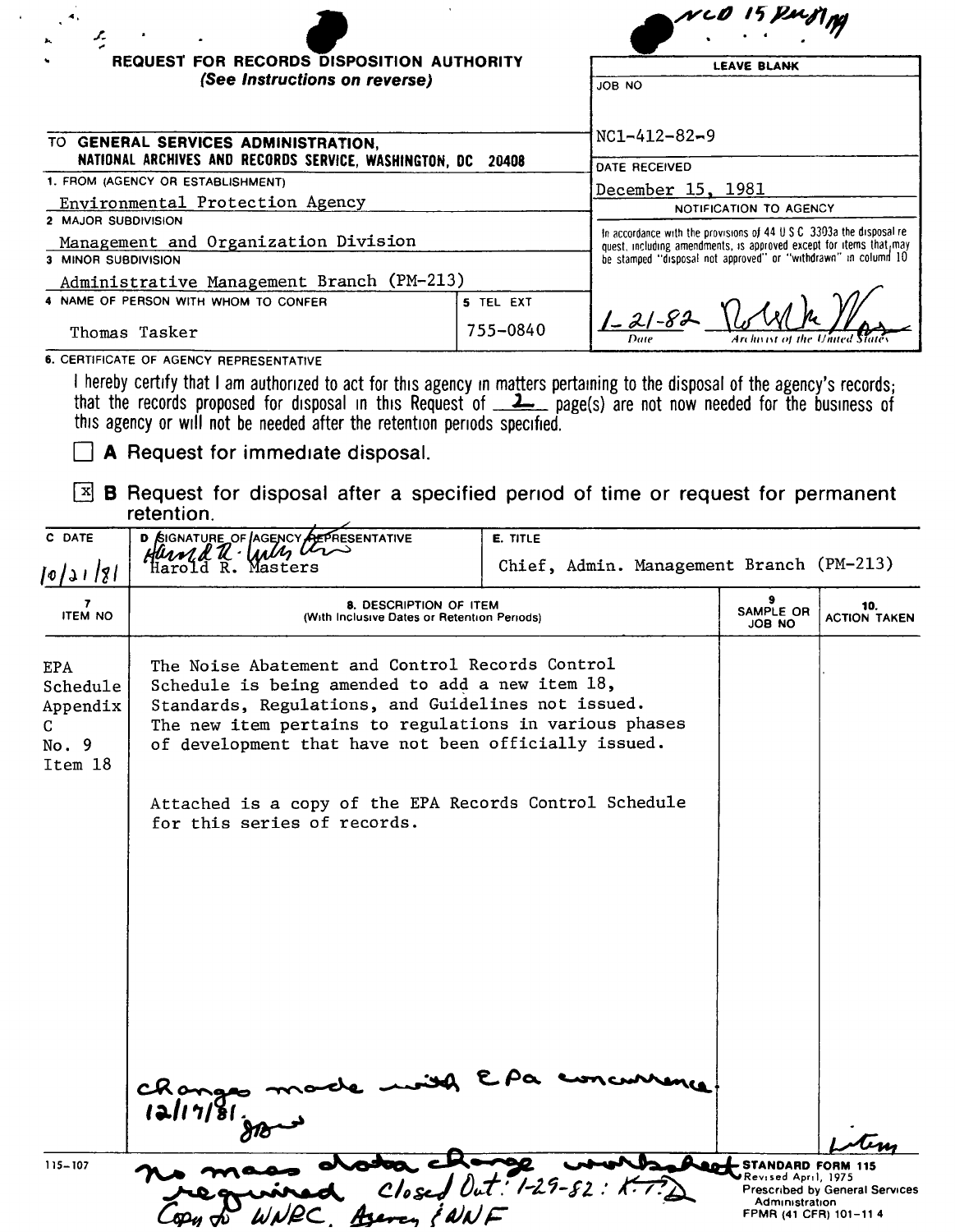NCD 15 Pub/99

# REQUEST FOR RECORDS DISPOSITION AUTHORITY

*(See Instructions on reverse)*

| LEAVE BLANK |
|---|
| JOB NO |
| NC1-412-82-9 |
| DATE RECEIVED |
| December 15, 1981 |
| NOTIFICATION TO AGENCY |
| In accordance with the provisions of 44 U S C 3303a the disposal request, including amendments, is approved except for items that may be stamped "disposal not approved" or "withdrawn" in column 10 |
| 1-21-82 (signature) Date / Archivist of the United States |

TO **GENERAL SERVICES ADMINISTRATION, NATIONAL ARCHIVES AND RECORDS SERVICE, WASHINGTON, DC 20408**

1. FROM (AGENCY OR ESTABLISHMENT)
Environmental Protection Agency

2. MAJOR SUBDIVISION
Management and Organization Division

3. MINOR SUBDIVISION
Administrative Management Branch (PM-213)

4. NAME OF PERSON WITH WHOM TO CONFER
Thomas Tasker

5. TEL EXT
755-0840

6. CERTIFICATE OF AGENCY REPRESENTATIVE

I hereby certify that I am authorized to act for this agency in matters pertaining to the disposal of the agency's records; that the records proposed for disposal in this Request of 2 page(s) are not now needed for the business of this agency or will not be needed after the retention periods specified.

☐ **A** Request for immediate disposal.

☒ **B** Request for disposal after a specified period of time or request for permanent retention.

| C. DATE | D. SIGNATURE OF AGENCY REPRESENTATIVE | E. TITLE |
|---|---|---|
| 10/21/81 | Harold R. Masters | Chief, Admin. Management Branch (PM-213) |

| 7. ITEM NO | 8. DESCRIPTION OF ITEM (With Inclusive Dates or Retention Periods) | 9. SAMPLE OR JOB NO | 10. ACTION TAKEN |
|---|---|---|---|
| EPA Schedule Appendix C No. 9 Item 18 | The Noise Abatement and Control Records Control Schedule is being amended to add a new item 18, Standards, Regulations, and Guidelines not issued. The new item pertains to regulations in various phases of development that have not been officially issued.<br><br>Attached is a copy of the EPA Records Control Schedule for this series of records.<br><br>Changes made with EPA concurrence. 12/17/81. JRS | | item |

No mass data change worksheet required Closed Out: 1-29-82: K.T.D.
Copy to WNRC, Agency & NNF

115-107

STANDARD FORM 115
Revised April, 1975
Prescribed by General Services Administration
FPMR (41 CFR) 101-11 4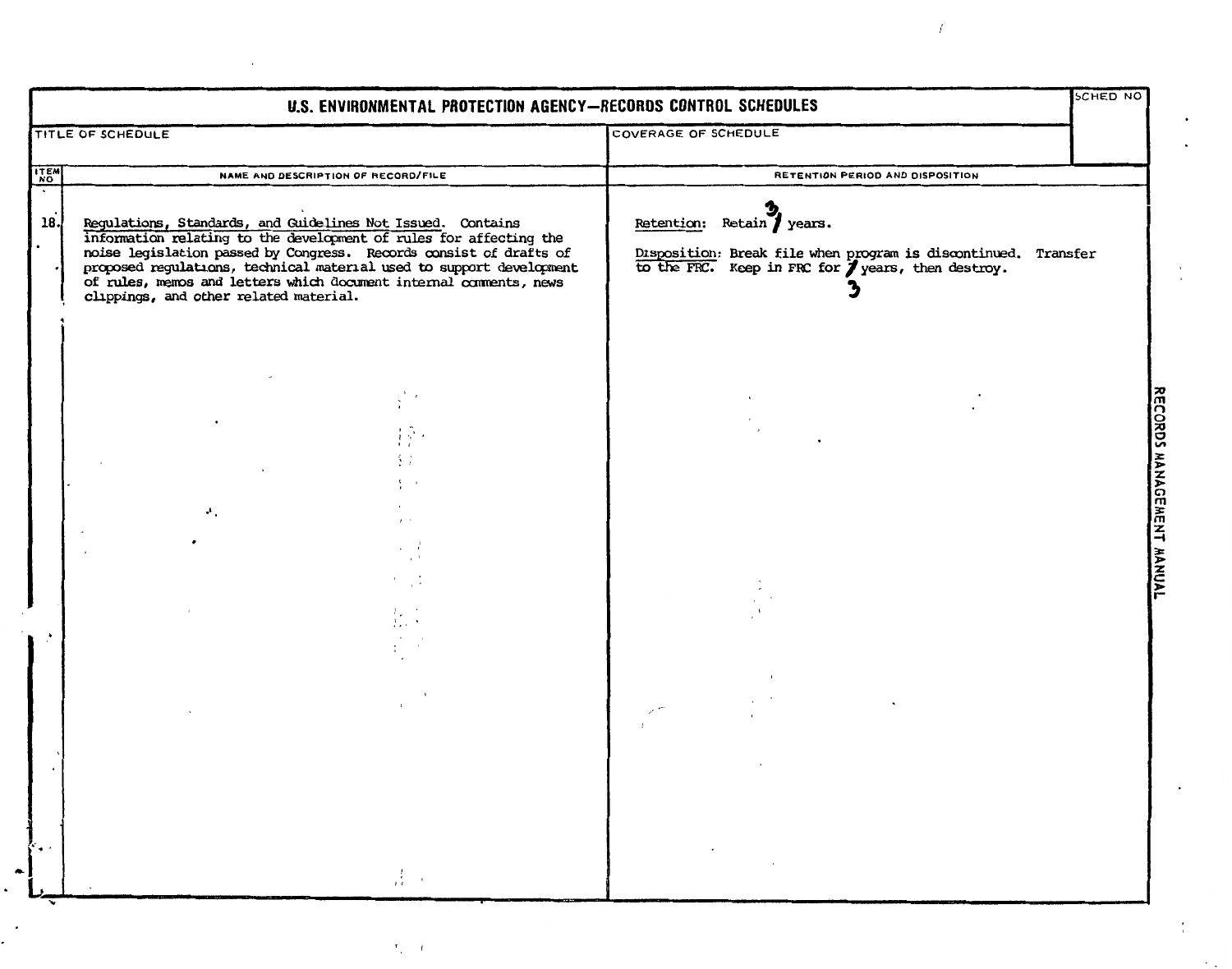# U.S. ENVIRONMENTAL PROTECTION AGENCY—RECORDS CONTROL SCHEDULES

| TITLE OF SCHEDULE | COVERAGE OF SCHEDULE | SCHED NO |
|---|---|---|
| | | |

| ITEM NO | NAME AND DESCRIPTION OF RECORD/FILE | RETENTION PERIOD AND DISPOSITION |
|---|---|---|
| 18. | Regulations, Standards, and Guidelines Not Issued. Contains information relating to the development of rules for affecting the noise legislation passed by Congress. Records consist of drafts of proposed regulations, technical material used to support development of rules, memos and letters which document internal comments, news clippings, and other related material. | Retention: Retain ~~1~~ 3 years.<br><br>Disposition: Break file when program is discontinued. Transfer to the FRC. Keep in FRC for ~~7~~ 3 years, then destroy. |

RECORDS MANAGEMENT MANUAL